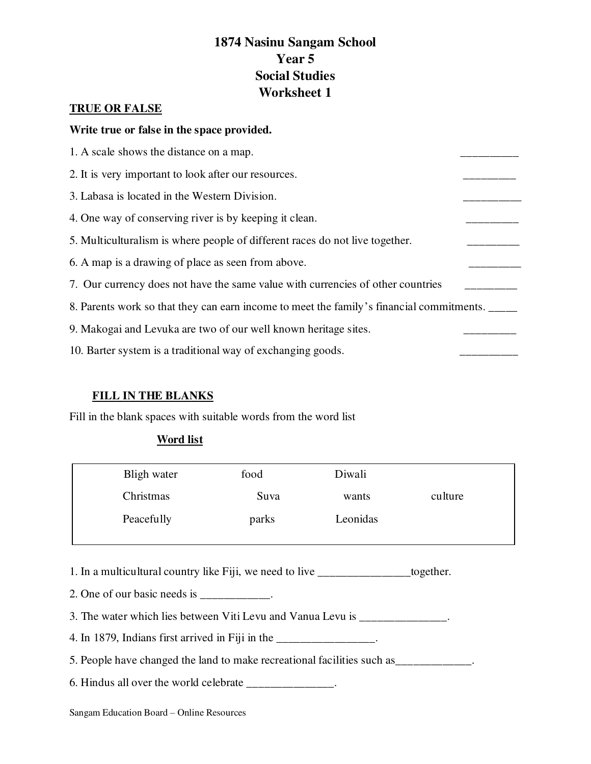# 1874 Nasinu Sangam School
# Year 5
# Social Studies
# Worksheet 1

## TRUE OR FALSE

**Write true or false in the space provided.**

1. A scale shows the distance on a map. __________
2. It is very important to look after our resources. _________
3. Labasa is located in the Western Division. __________
4. One way of conserving river is by keeping it clean. _________
5. Multiculturalism is where people of different races do not live together. _________
6. A map is a drawing of place as seen from above. _________
7. Our currency does not have the same value with currencies of other countries _________
8. Parents work so that they can earn income to meet the family's financial commitments. _____
9. Makogai and Levuka are two of our well known heritage sites. _________
10. Barter system is a traditional way of exchanging goods. __________

## FILL IN THE BLANKS

Fill in the blank spaces with suitable words from the word list

**Word list**

| | | | |
|---|---|---|---|
| Bligh water | food | Diwali | |
| Christmas | Suva | wants | culture |
| Peacefully | parks | Leonidas | |

1. In a multicultural country like Fiji, we need to live ________________together.
2. One of our basic needs is ____________.
3. The water which lies between Viti Levu and Vanua Levu is _______________.
4. In 1879, Indians first arrived in Fiji in the _________________.
5. People have changed the land to make recreational facilities such as_____________.
6. Hindus all over the world celebrate _______________.

Sangam Education Board – Online Resources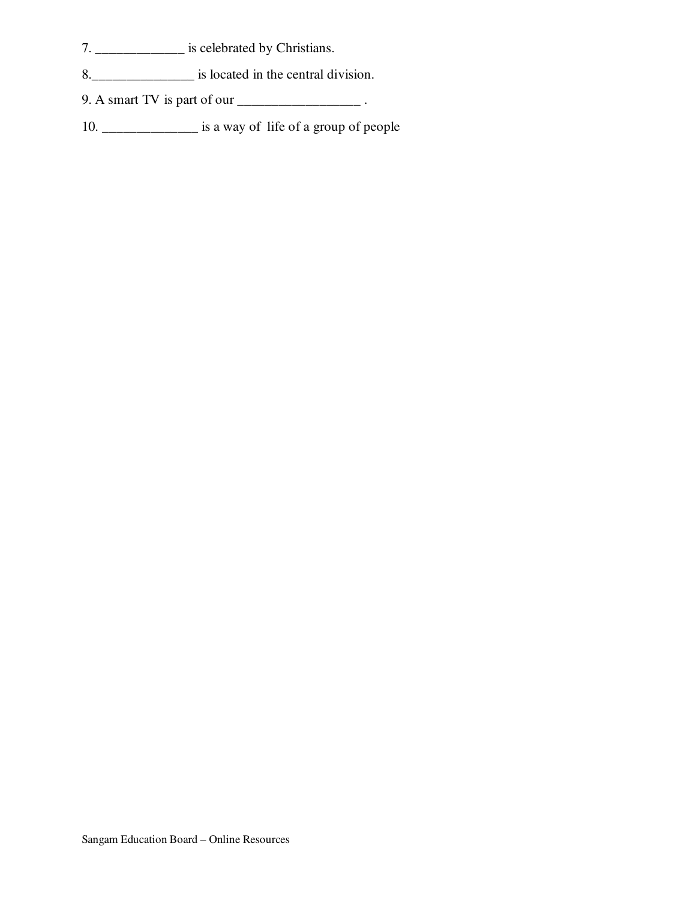7. _____________ is celebrated by Christians.

8._______________ is located in the central division.

9. A smart TV is part of our _________________ .

10. ______________ is a way of life of a group of people